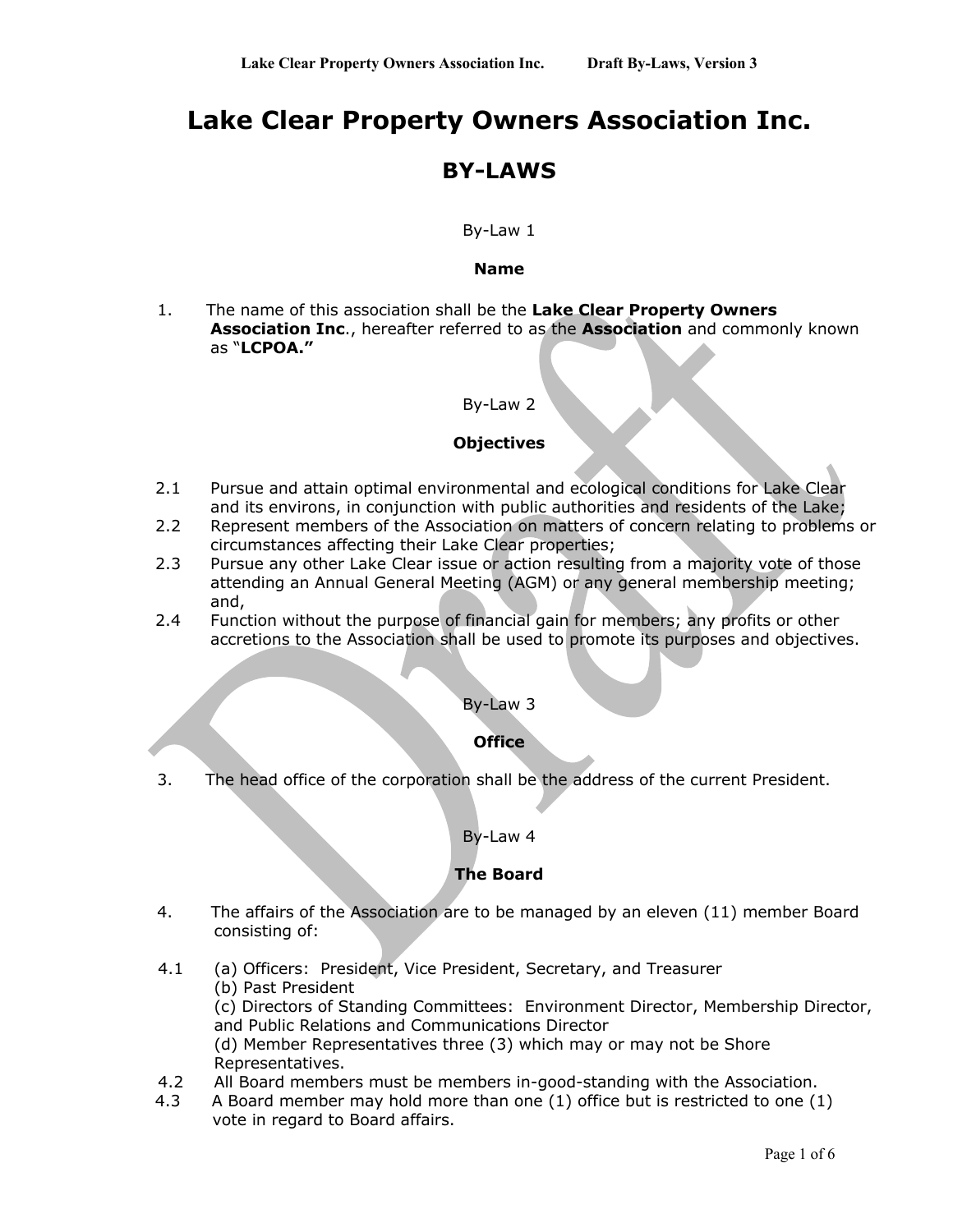# Lake Clear Property Owners Association Inc.

## BY-LAWS

By-Law 1

### Name

1. The name of this association shall be the **Lake Clear Property Owners Association Inc**., hereafter referred to as the **Association** and commonly known as "**LCPOA.**"

By-Law 2

### Objectives

2.1 Pursue and attain optimal environmental and ecological conditions for Lake Clear and its environs, in conjunction with public authorities and residents of the Lake;

2.2 Represent members of the Association on matters of concern relating to problems or circumstances affecting their Lake Clear properties;

2.3 Pursue any other Lake Clear issue or action resulting from a majority vote of those attending an Annual General Meeting (AGM) or any general membership meeting; and,

2.4 Function without the purpose of financial gain for members; any profits or other accretions to the Association shall be used to promote its purposes and objectives.

By-Law 3

### Office

3. The head office of the corporation shall be the address of the current President.

By-Law 4

### The Board

4. The affairs of the Association are to be managed by an eleven (11) member Board consisting of:

4.1 (a) Officers: President, Vice President, Secretary, and Treasurer
(b) Past President
(c) Directors of Standing Committees: Environment Director, Membership Director, and Public Relations and Communications Director
(d) Member Representatives three (3) which may or may not be Shore Representatives.

4.2 All Board members must be members in-good-standing with the Association.

4.3 A Board member may hold more than one (1) office but is restricted to one (1) vote in regard to Board affairs.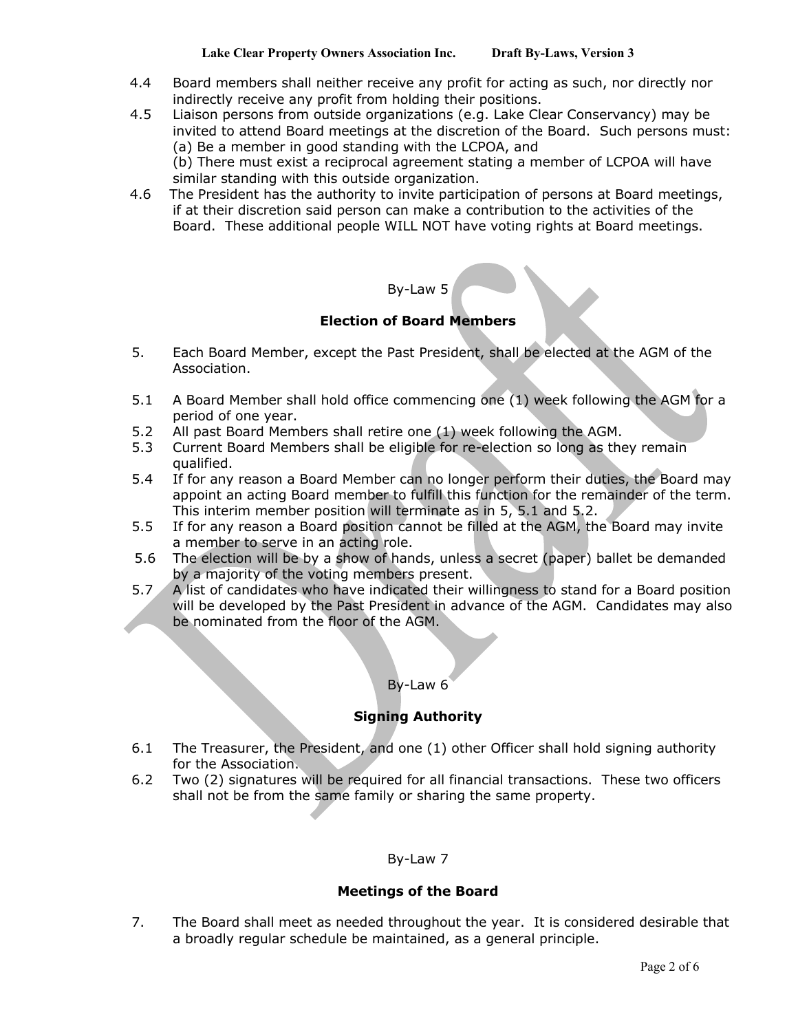4.4 Board members shall neither receive any profit for acting as such, nor directly nor indirectly receive any profit from holding their positions.

4.5 Liaison persons from outside organizations (e.g. Lake Clear Conservancy) may be invited to attend Board meetings at the discretion of the Board. Such persons must:
(a) Be a member in good standing with the LCPOA, and
(b) There must exist a reciprocal agreement stating a member of LCPOA will have similar standing with this outside organization.

4.6 The President has the authority to invite participation of persons at Board meetings, if at their discretion said person can make a contribution to the activities of the Board. These additional people WILL NOT have voting rights at Board meetings.

By-Law 5

## Election of Board Members

5. Each Board Member, except the Past President, shall be elected at the AGM of the Association.

5.1 A Board Member shall hold office commencing one (1) week following the AGM for a period of one year.

5.2 All past Board Members shall retire one (1) week following the AGM.

5.3 Current Board Members shall be eligible for re-election so long as they remain qualified.

5.4 If for any reason a Board Member can no longer perform their duties, the Board may appoint an acting Board member to fulfill this function for the remainder of the term. This interim member position will terminate as in 5, 5.1 and 5.2.

5.5 If for any reason a Board position cannot be filled at the AGM, the Board may invite a member to serve in an acting role.

5.6 The election will be by a show of hands, unless a secret (paper) ballet be demanded by a majority of the voting members present.

5.7 A list of candidates who have indicated their willingness to stand for a Board position will be developed by the Past President in advance of the AGM. Candidates may also be nominated from the floor of the AGM.

By-Law 6

## Signing Authority

6.1 The Treasurer, the President, and one (1) other Officer shall hold signing authority for the Association.

6.2 Two (2) signatures will be required for all financial transactions. These two officers shall not be from the same family or sharing the same property.

By-Law 7

## Meetings of the Board

7. The Board shall meet as needed throughout the year. It is considered desirable that a broadly regular schedule be maintained, as a general principle.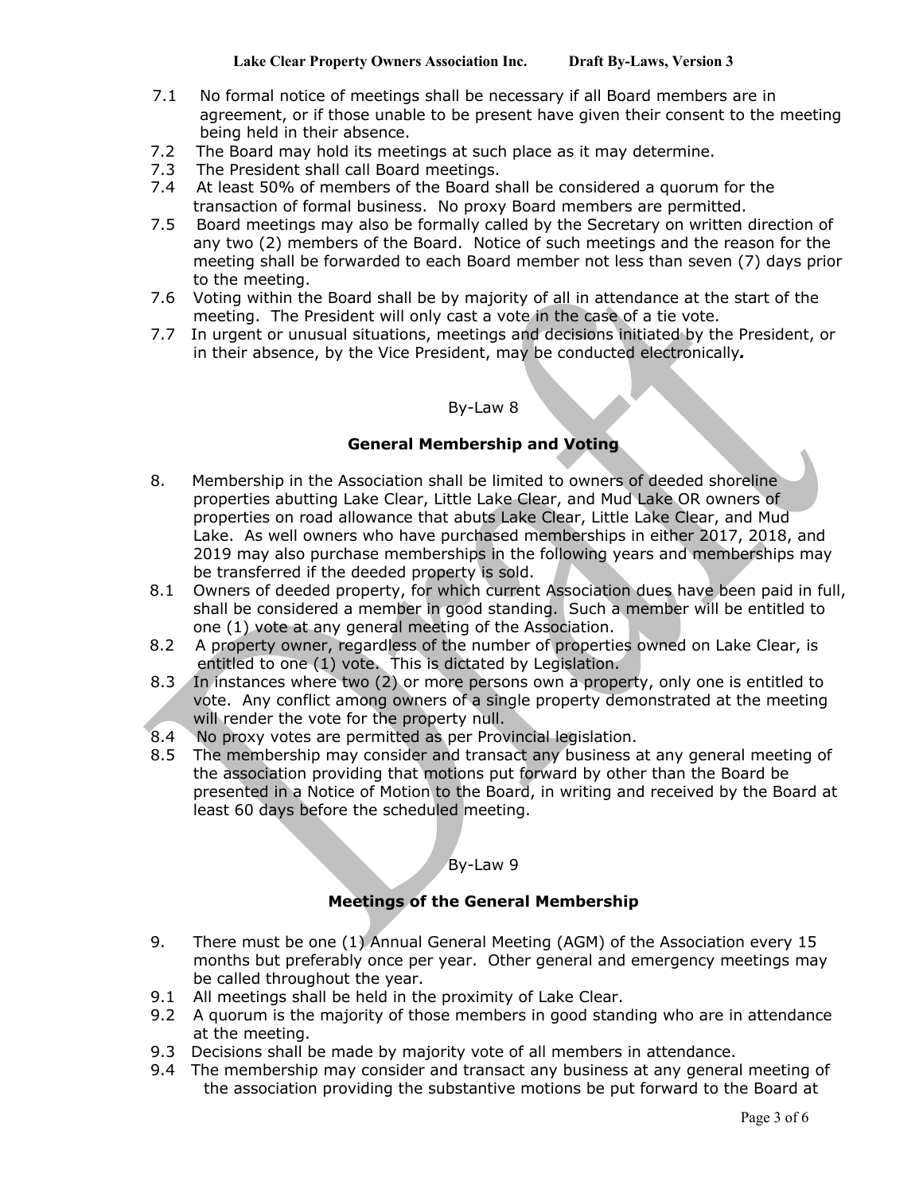7.1 No formal notice of meetings shall be necessary if all Board members are in agreement, or if those unable to be present have given their consent to the meeting being held in their absence.

7.2 The Board may hold its meetings at such place as it may determine.

7.3 The President shall call Board meetings.

7.4 At least 50% of members of the Board shall be considered a quorum for the transaction of formal business. No proxy Board members are permitted.

7.5 Board meetings may also be formally called by the Secretary on written direction of any two (2) members of the Board. Notice of such meetings and the reason for the meeting shall be forwarded to each Board member not less than seven (7) days prior to the meeting.

7.6 Voting within the Board shall be by majority of all in attendance at the start of the meeting. The President will only cast a vote in the case of a tie vote.

7.7 In urgent or unusual situations, meetings and decisions initiated by the President, or in their absence, by the Vice President, may be conducted electronically*.*

By-Law 8

**General Membership and Voting**

8. Membership in the Association shall be limited to owners of deeded shoreline properties abutting Lake Clear, Little Lake Clear, and Mud Lake OR owners of properties on road allowance that abuts Lake Clear, Little Lake Clear, and Mud Lake. As well owners who have purchased memberships in either 2017, 2018, and 2019 may also purchase memberships in the following years and memberships may be transferred if the deeded property is sold.

8.1 Owners of deeded property, for which current Association dues have been paid in full, shall be considered a member in good standing. Such a member will be entitled to one (1) vote at any general meeting of the Association.

8.2 A property owner, regardless of the number of properties owned on Lake Clear, is entitled to one (1) vote. This is dictated by Legislation.

8.3 In instances where two (2) or more persons own a property, only one is entitled to vote. Any conflict among owners of a single property demonstrated at the meeting will render the vote for the property null.

8.4 No proxy votes are permitted as per Provincial legislation.

8.5 The membership may consider and transact any business at any general meeting of the association providing that motions put forward by other than the Board be presented in a Notice of Motion to the Board, in writing and received by the Board at least 60 days before the scheduled meeting.

By-Law 9

**Meetings of the General Membership**

9. There must be one (1) Annual General Meeting (AGM) of the Association every 15 months but preferably once per year. Other general and emergency meetings may be called throughout the year.

9.1 All meetings shall be held in the proximity of Lake Clear.

9.2 A quorum is the majority of those members in good standing who are in attendance at the meeting.

9.3 Decisions shall be made by majority vote of all members in attendance.

9.4 The membership may consider and transact any business at any general meeting of the association providing the substantive motions be put forward to the Board at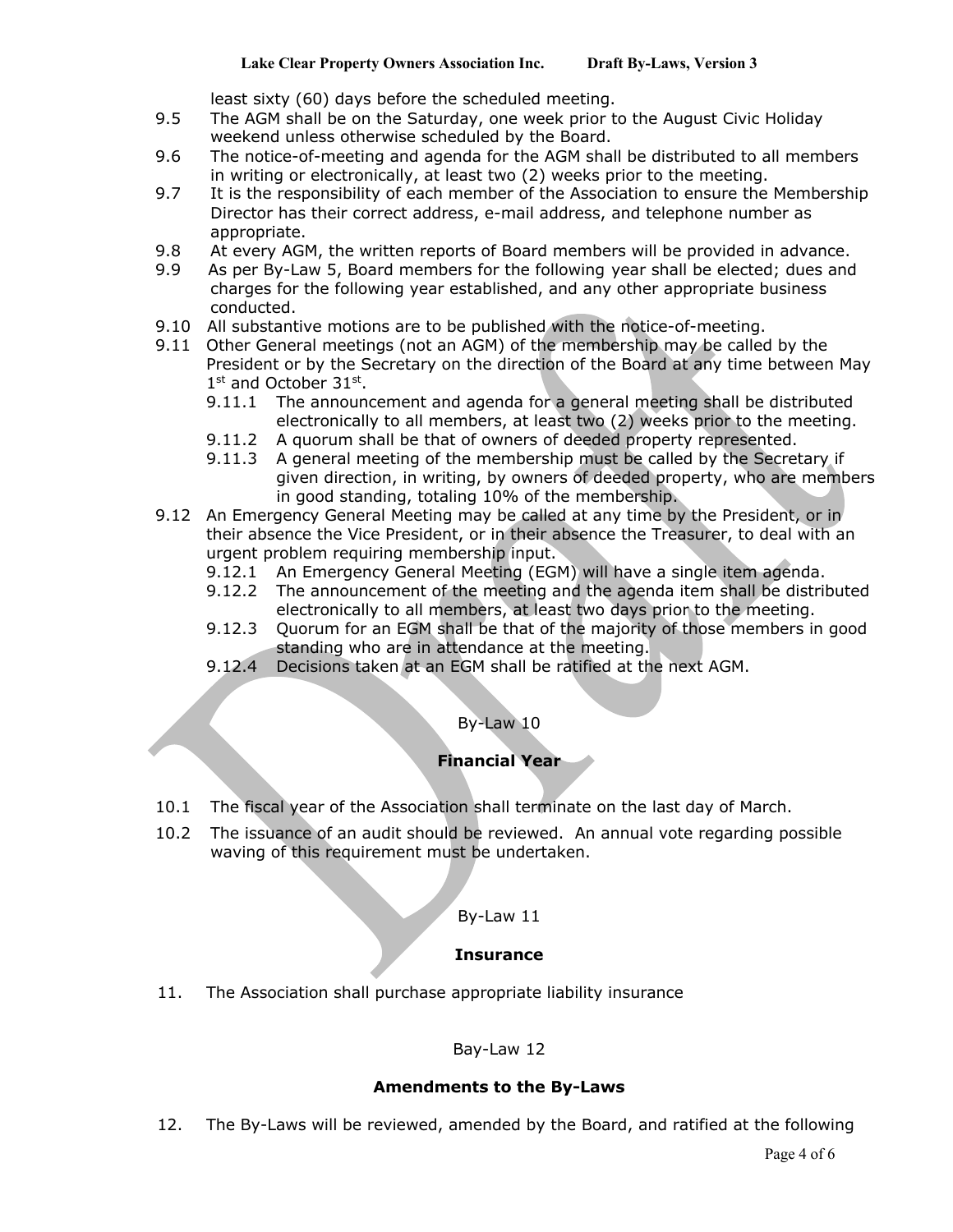least sixty (60) days before the scheduled meeting.

9.5 The AGM shall be on the Saturday, one week prior to the August Civic Holiday weekend unless otherwise scheduled by the Board.

9.6 The notice-of-meeting and agenda for the AGM shall be distributed to all members in writing or electronically, at least two (2) weeks prior to the meeting.

9.7 It is the responsibility of each member of the Association to ensure the Membership Director has their correct address, e-mail address, and telephone number as appropriate.

9.8 At every AGM, the written reports of Board members will be provided in advance.

9.9 As per By-Law 5, Board members for the following year shall be elected; dues and charges for the following year established, and any other appropriate business conducted.

9.10 All substantive motions are to be published with the notice-of-meeting.

9.11 Other General meetings (not an AGM) of the membership may be called by the President or by the Secretary on the direction of the Board at any time between May 1st and October 31st.

- 9.11.1 The announcement and agenda for a general meeting shall be distributed electronically to all members, at least two (2) weeks prior to the meeting.
- 9.11.2 A quorum shall be that of owners of deeded property represented.
- 9.11.3 A general meeting of the membership must be called by the Secretary if given direction, in writing, by owners of deeded property, who are members in good standing, totaling 10% of the membership.

9.12 An Emergency General Meeting may be called at any time by the President, or in their absence the Vice President, or in their absence the Treasurer, to deal with an urgent problem requiring membership input.

- 9.12.1 An Emergency General Meeting (EGM) will have a single item agenda.
- 9.12.2 The announcement of the meeting and the agenda item shall be distributed electronically to all members, at least two days prior to the meeting.
- 9.12.3 Quorum for an EGM shall be that of the majority of those members in good standing who are in attendance at the meeting.
- 9.12.4 Decisions taken at an EGM shall be ratified at the next AGM.

By-Law 10

## Financial Year

10.1 The fiscal year of the Association shall terminate on the last day of March.

10.2 The issuance of an audit should be reviewed. An annual vote regarding possible waving of this requirement must be undertaken.

By-Law 11

## Insurance

11. The Association shall purchase appropriate liability insurance

Bay-Law 12

## Amendments to the By-Laws

12. The By-Laws will be reviewed, amended by the Board, and ratified at the following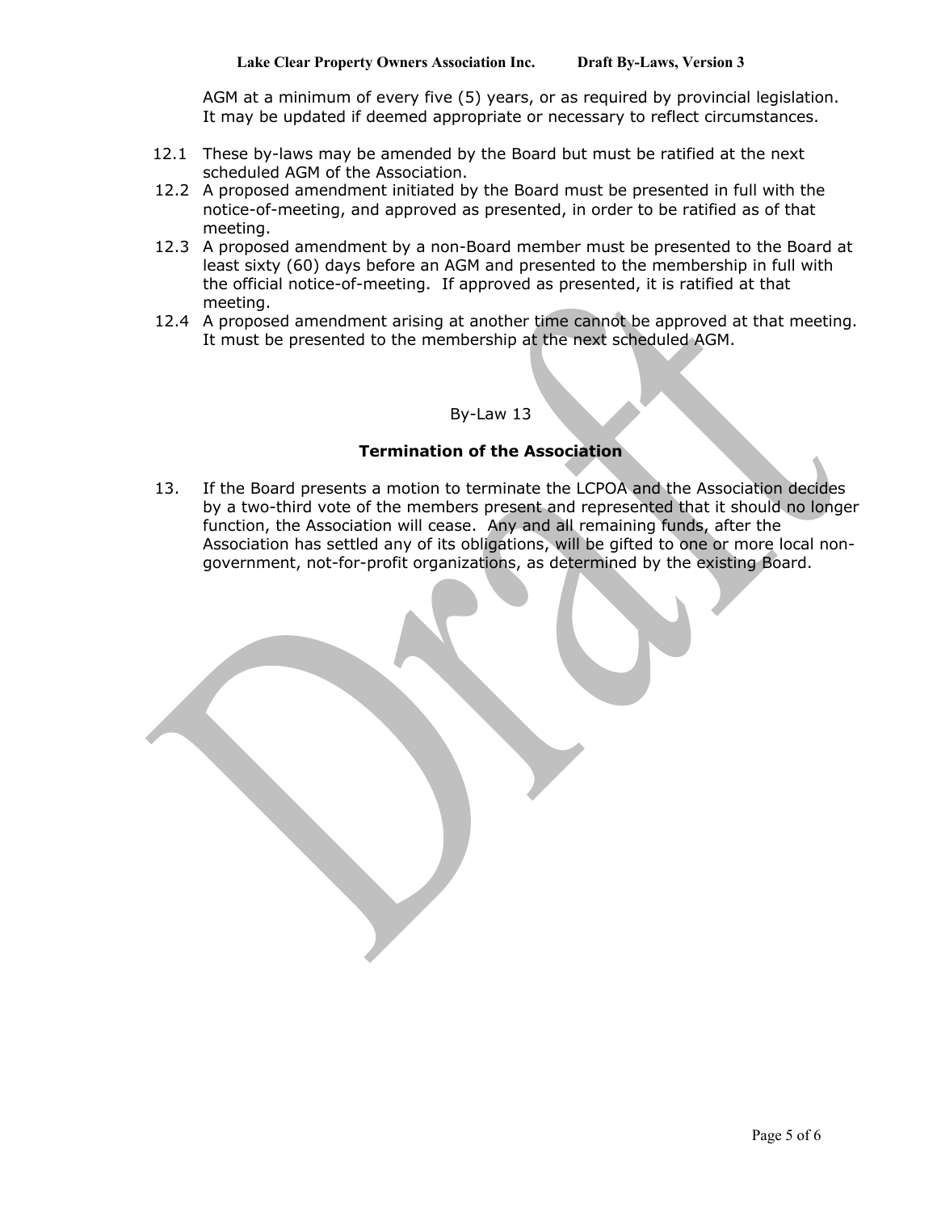AGM at a minimum of every five (5) years, or as required by provincial legislation. It may be updated if deemed appropriate or necessary to reflect circumstances.

12.1 These by-laws may be amended by the Board but must be ratified at the next scheduled AGM of the Association.

12.2 A proposed amendment initiated by the Board must be presented in full with the notice-of-meeting, and approved as presented, in order to be ratified as of that meeting.

12.3 A proposed amendment by a non-Board member must be presented to the Board at least sixty (60) days before an AGM and presented to the membership in full with the official notice-of-meeting. If approved as presented, it is ratified at that meeting.

12.4 A proposed amendment arising at another time cannot be approved at that meeting. It must be presented to the membership at the next scheduled AGM.

By-Law 13

## Termination of the Association

13. If the Board presents a motion to terminate the LCPOA and the Association decides by a two-third vote of the members present and represented that it should no longer function, the Association will cease. Any and all remaining funds, after the Association has settled any of its obligations, will be gifted to one or more local non-government, not-for-profit organizations, as determined by the existing Board.